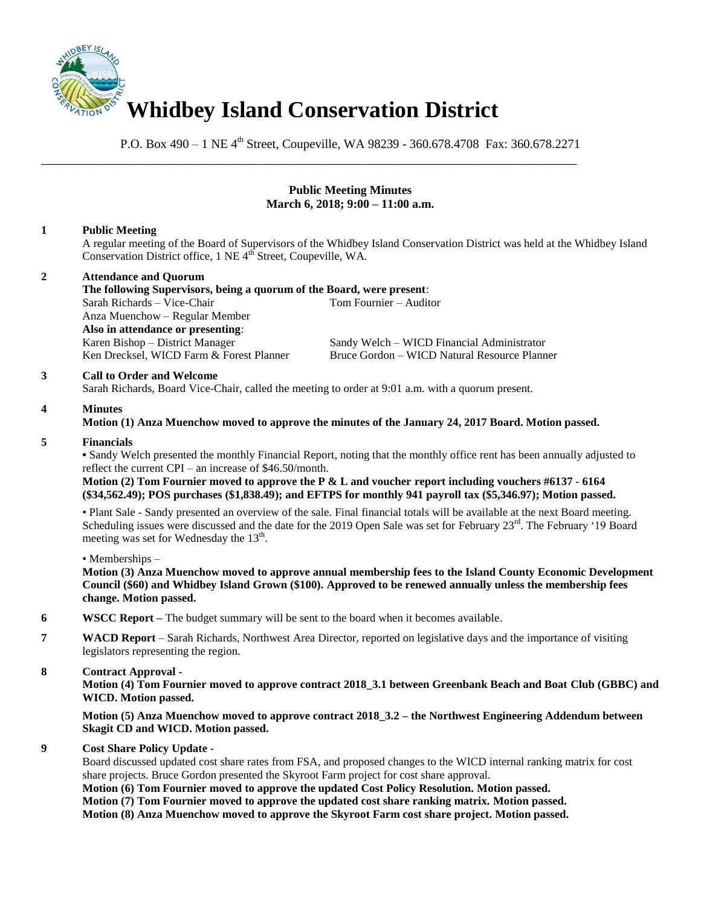# Whidbey Island Conservation District

P.O. Box 490 – 1 NE 4th Street, Coupeville, WA 98239 - 360.678.4708 Fax: 360.678.2271

---

## Public Meeting Minutes
## March 6, 2018; 9:00 – 11:00 a.m.

**1 Public Meeting**

A regular meeting of the Board of Supervisors of the Whidbey Island Conservation District was held at the Whidbey Island Conservation District office, 1 NE 4th Street, Coupeville, WA.

**2 Attendance and Quorum**

**The following Supervisors, being a quorum of the Board, were present**:

Sarah Richards – Vice-Chair
Tom Fournier – Auditor
Anza Muenchow – Regular Member

**Also in attendance or presenting**:

Karen Bishop – District Manager
Sandy Welch – WICD Financial Administrator
Ken Drecksel, WICD Farm & Forest Planner
Bruce Gordon – WICD Natural Resource Planner

**3 Call to Order and Welcome**

Sarah Richards, Board Vice-Chair, called the meeting to order at 9:01 a.m. with a quorum present.

**4 Minutes**

**Motion (1) Anza Muenchow moved to approve the minutes of the January 24, 2017 Board. Motion passed.**

**5 Financials**

• Sandy Welch presented the monthly Financial Report, noting that the monthly office rent has been annually adjusted to reflect the current CPI – an increase of $46.50/month.

**Motion (2) Tom Fournier moved to approve the P & L and voucher report including vouchers #6137 - 6164 ($34,562.49); POS purchases ($1,838.49); and EFTPS for monthly 941 payroll tax ($5,346.97); Motion passed.**

• Plant Sale - Sandy presented an overview of the sale. Final financial totals will be available at the next Board meeting. Scheduling issues were discussed and the date for the 2019 Open Sale was set for February 23rd. The February '19 Board meeting was set for Wednesday the 13th.

• Memberships –

**Motion (3) Anza Muenchow moved to approve annual membership fees to the Island County Economic Development Council ($60) and Whidbey Island Grown ($100). Approved to be renewed annually unless the membership fees change. Motion passed.**

**6 WSCC Report –** The budget summary will be sent to the board when it becomes available.

**7 WACD Report** – Sarah Richards, Northwest Area Director, reported on legislative days and the importance of visiting legislators representing the region.

**8 Contract Approval -**

**Motion (4) Tom Fournier moved to approve contract 2018_3.1 between Greenbank Beach and Boat Club (GBBC) and WICD. Motion passed.**

**Motion (5) Anza Muenchow moved to approve contract 2018_3.2 – the Northwest Engineering Addendum between Skagit CD and WICD. Motion passed.**

**9 Cost Share Policy Update -**

Board discussed updated cost share rates from FSA, and proposed changes to the WICD internal ranking matrix for cost share projects. Bruce Gordon presented the Skyroot Farm project for cost share approval.

**Motion (6) Tom Fournier moved to approve the updated Cost Policy Resolution. Motion passed.**
**Motion (7) Tom Fournier moved to approve the updated cost share ranking matrix. Motion passed.**
**Motion (8) Anza Muenchow moved to approve the Skyroot Farm cost share project. Motion passed.**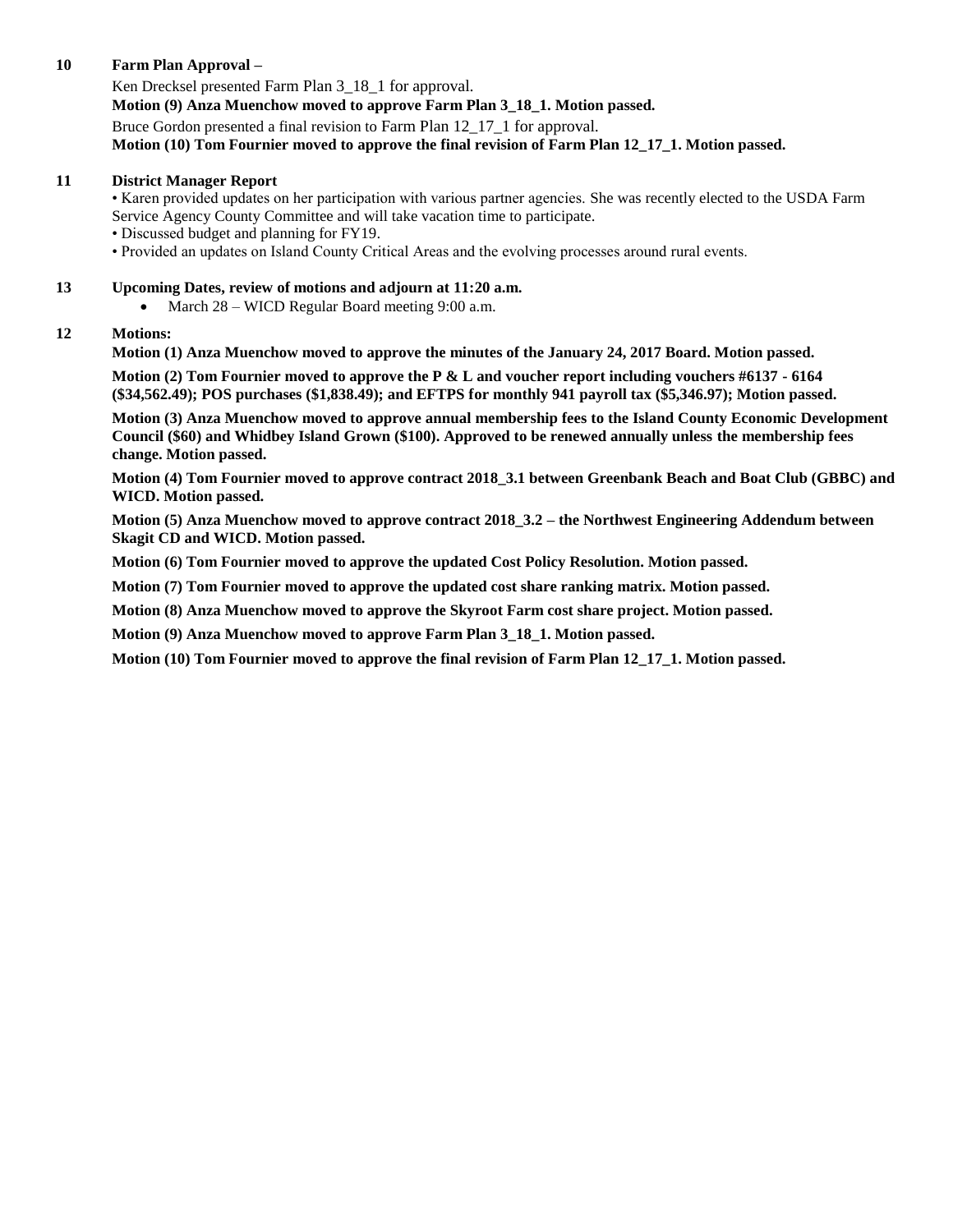**10 Farm Plan Approval –**

Ken Drecksel presented Farm Plan 3_18_1 for approval.

**Motion (9) Anza Muenchow moved to approve Farm Plan 3_18_1. Motion passed.**

Bruce Gordon presented a final revision to Farm Plan 12_17_1 for approval.

**Motion (10) Tom Fournier moved to approve the final revision of Farm Plan 12_17_1. Motion passed.**

**11 District Manager Report**

• Karen provided updates on her participation with various partner agencies. She was recently elected to the USDA Farm Service Agency County Committee and will take vacation time to participate.
• Discussed budget and planning for FY19.
• Provided an updates on Island County Critical Areas and the evolving processes around rural events.

**13 Upcoming Dates, review of motions and adjourn at 11:20 a.m.**

- March 28 – WICD Regular Board meeting 9:00 a.m.

**12 Motions:**

**Motion (1) Anza Muenchow moved to approve the minutes of the January 24, 2017 Board. Motion passed.**

**Motion (2) Tom Fournier moved to approve the P & L and voucher report including vouchers #6137 - 6164 ($34,562.49); POS purchases ($1,838.49); and EFTPS for monthly 941 payroll tax ($5,346.97); Motion passed.**

**Motion (3) Anza Muenchow moved to approve annual membership fees to the Island County Economic Development Council ($60) and Whidbey Island Grown ($100). Approved to be renewed annually unless the membership fees change. Motion passed.**

**Motion (4) Tom Fournier moved to approve contract 2018_3.1 between Greenbank Beach and Boat Club (GBBC) and WICD. Motion passed.**

**Motion (5) Anza Muenchow moved to approve contract 2018_3.2 – the Northwest Engineering Addendum between Skagit CD and WICD. Motion passed.**

**Motion (6) Tom Fournier moved to approve the updated Cost Policy Resolution. Motion passed.**

**Motion (7) Tom Fournier moved to approve the updated cost share ranking matrix. Motion passed.**

**Motion (8) Anza Muenchow moved to approve the Skyroot Farm cost share project. Motion passed.**

**Motion (9) Anza Muenchow moved to approve Farm Plan 3_18_1. Motion passed.**

**Motion (10) Tom Fournier moved to approve the final revision of Farm Plan 12_17_1. Motion passed.**